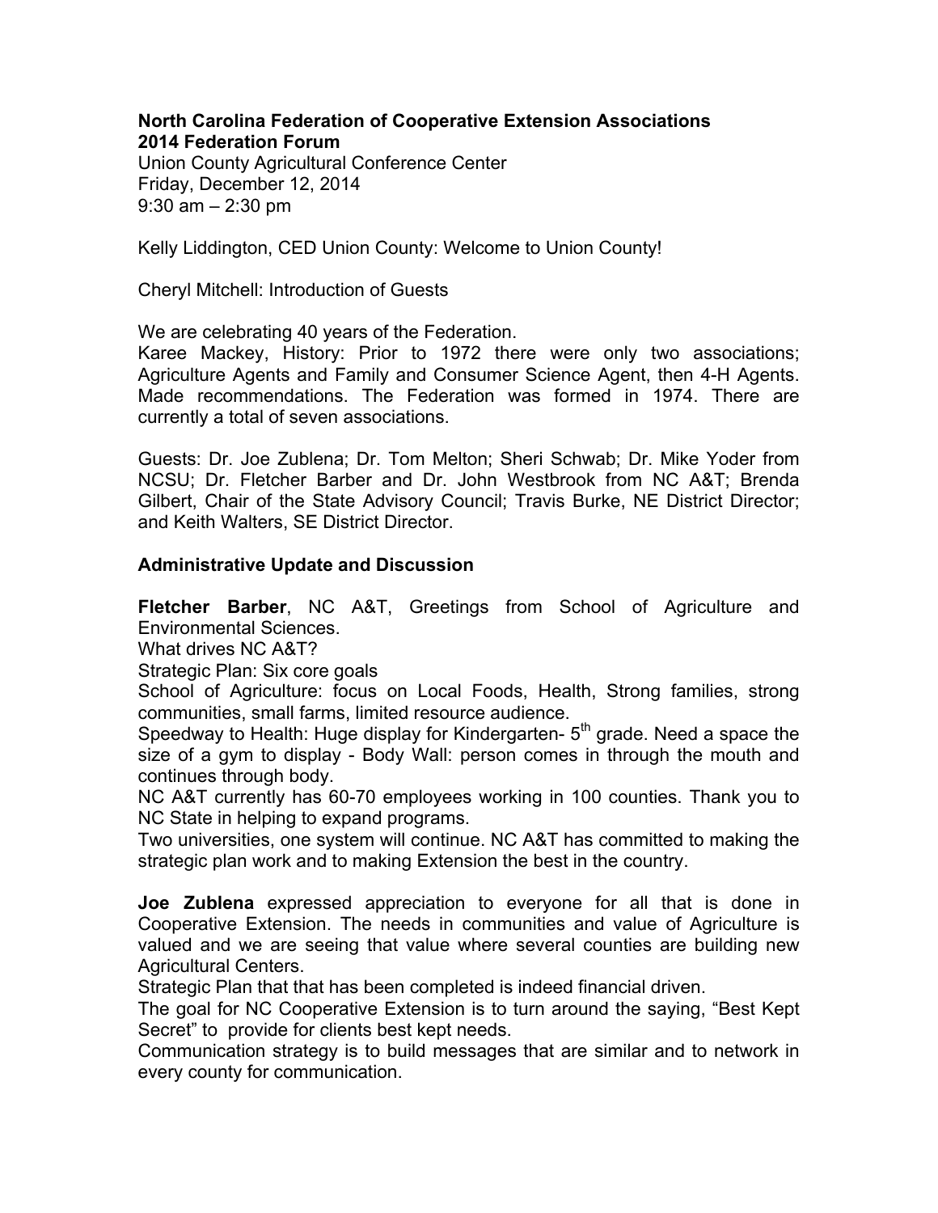**North Carolina Federation of Cooperative Extension Associations**
**2014 Federation Forum**
Union County Agricultural Conference Center
Friday, December 12, 2014
9:30 am – 2:30 pm

Kelly Liddington, CED Union County: Welcome to Union County!

Cheryl Mitchell: Introduction of Guests

We are celebrating 40 years of the Federation.
Karee Mackey, History: Prior to 1972 there were only two associations; Agriculture Agents and Family and Consumer Science Agent, then 4-H Agents. Made recommendations. The Federation was formed in 1974. There are currently a total of seven associations.

Guests: Dr. Joe Zublena; Dr. Tom Melton; Sheri Schwab; Dr. Mike Yoder from NCSU; Dr. Fletcher Barber and Dr. John Westbrook from NC A&T; Brenda Gilbert, Chair of the State Advisory Council; Travis Burke, NE District Director; and Keith Walters, SE District Director.

**Administrative Update and Discussion**

**Fletcher Barber**, NC A&T, Greetings from School of Agriculture and Environmental Sciences.
What drives NC A&T?
Strategic Plan: Six core goals
School of Agriculture: focus on Local Foods, Health, Strong families, strong communities, small farms, limited resource audience.
Speedway to Health: Huge display for Kindergarten- 5th grade. Need a space the size of a gym to display - Body Wall: person comes in through the mouth and continues through body.
NC A&T currently has 60-70 employees working in 100 counties. Thank you to NC State in helping to expand programs.
Two universities, one system will continue. NC A&T has committed to making the strategic plan work and to making Extension the best in the country.

**Joe Zublena** expressed appreciation to everyone for all that is done in Cooperative Extension. The needs in communities and value of Agriculture is valued and we are seeing that value where several counties are building new Agricultural Centers.
Strategic Plan that that has been completed is indeed financial driven.
The goal for NC Cooperative Extension is to turn around the saying, "Best Kept Secret" to provide for clients best kept needs.
Communication strategy is to build messages that are similar and to network in every county for communication.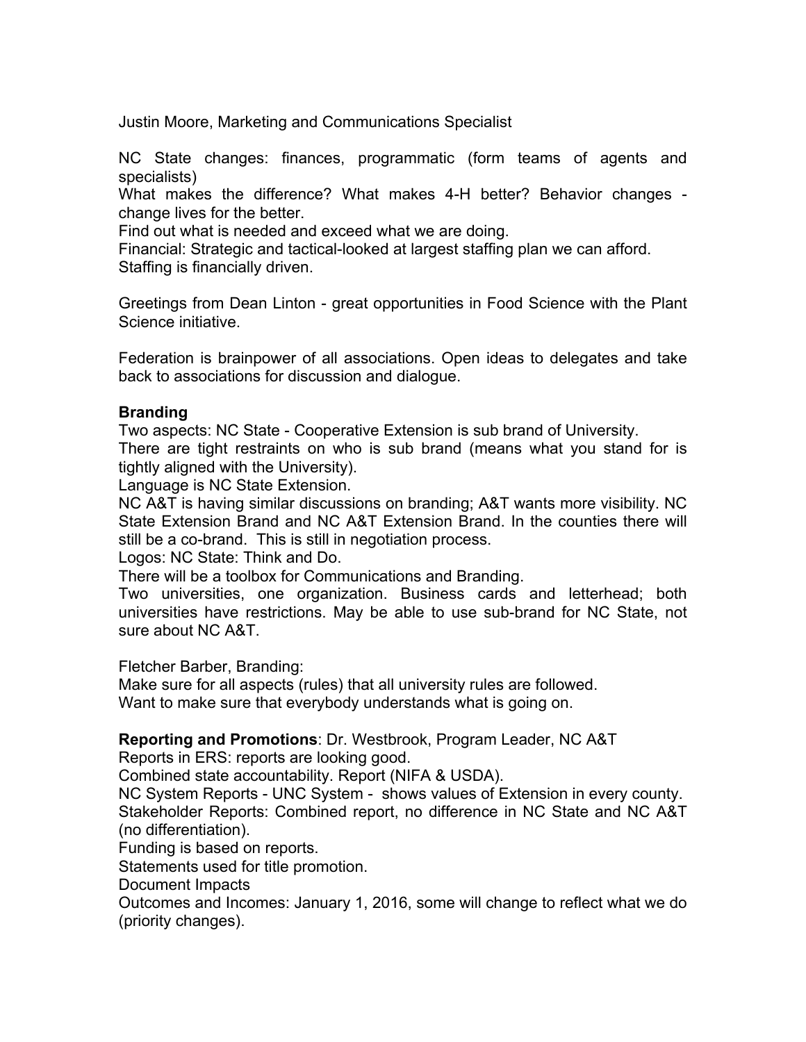Justin Moore, Marketing and Communications Specialist

NC State changes: finances, programmatic (form teams of agents and specialists)
What makes the difference? What makes 4-H better? Behavior changes - change lives for the better.
Find out what is needed and exceed what we are doing.
Financial: Strategic and tactical-looked at largest staffing plan we can afford.
Staffing is financially driven.

Greetings from Dean Linton - great opportunities in Food Science with the Plant Science initiative.

Federation is brainpower of all associations. Open ideas to delegates and take back to associations for discussion and dialogue.

**Branding**
Two aspects: NC State - Cooperative Extension is sub brand of University.
There are tight restraints on who is sub brand (means what you stand for is tightly aligned with the University).
Language is NC State Extension.
NC A&T is having similar discussions on branding; A&T wants more visibility. NC State Extension Brand and NC A&T Extension Brand. In the counties there will still be a co-brand. This is still in negotiation process.
Logos: NC State: Think and Do.
There will be a toolbox for Communications and Branding.
Two universities, one organization. Business cards and letterhead; both universities have restrictions. May be able to use sub-brand for NC State, not sure about NC A&T.

Fletcher Barber, Branding:
Make sure for all aspects (rules) that all university rules are followed.
Want to make sure that everybody understands what is going on.

**Reporting and Promotions**: Dr. Westbrook, Program Leader, NC A&T
Reports in ERS: reports are looking good.
Combined state accountability. Report (NIFA & USDA).
NC System Reports - UNC System - shows values of Extension in every county.
Stakeholder Reports: Combined report, no difference in NC State and NC A&T (no differentiation).
Funding is based on reports.
Statements used for title promotion.
Document Impacts
Outcomes and Incomes: January 1, 2016, some will change to reflect what we do (priority changes).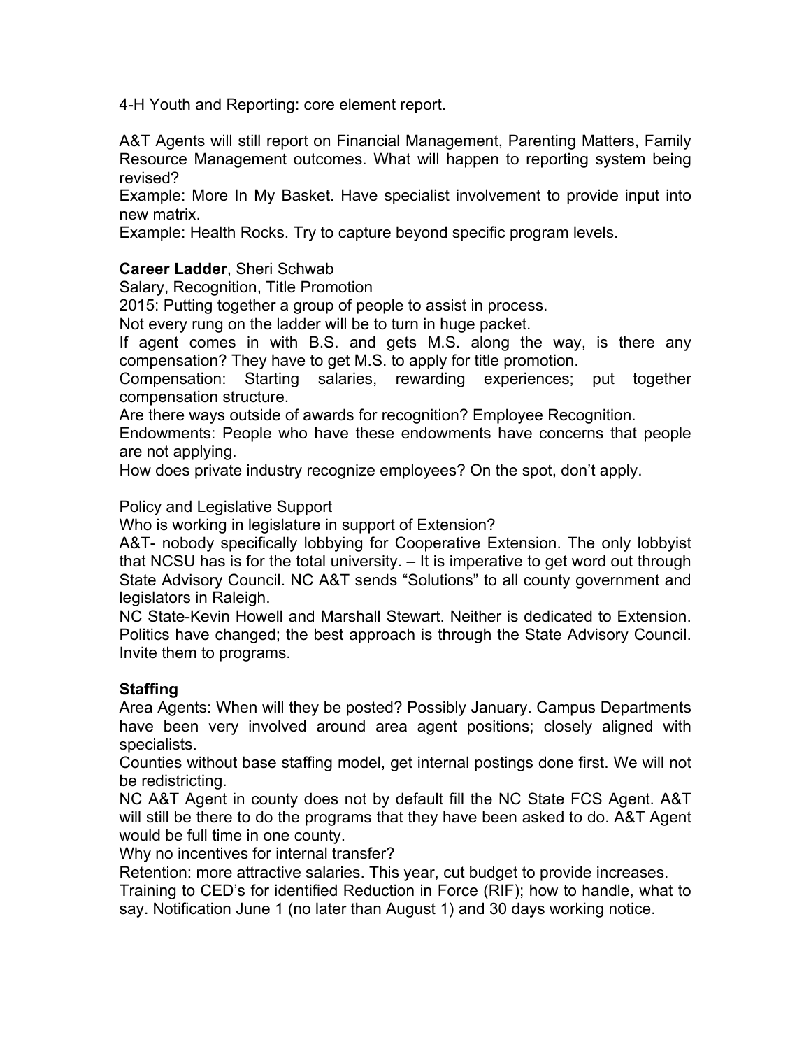4-H Youth and Reporting: core element report.

A&T Agents will still report on Financial Management, Parenting Matters, Family Resource Management outcomes. What will happen to reporting system being revised?
Example: More In My Basket. Have specialist involvement to provide input into new matrix.
Example: Health Rocks. Try to capture beyond specific program levels.

**Career Ladder**, Sheri Schwab
Salary, Recognition, Title Promotion
2015: Putting together a group of people to assist in process.
Not every rung on the ladder will be to turn in huge packet.
If agent comes in with B.S. and gets M.S. along the way, is there any compensation? They have to get M.S. to apply for title promotion.
Compensation: Starting salaries, rewarding experiences; put together compensation structure.
Are there ways outside of awards for recognition? Employee Recognition.
Endowments: People who have these endowments have concerns that people are not applying.
How does private industry recognize employees? On the spot, don't apply.

Policy and Legislative Support
Who is working in legislature in support of Extension?
A&T- nobody specifically lobbying for Cooperative Extension. The only lobbyist that NCSU has is for the total university. – It is imperative to get word out through State Advisory Council. NC A&T sends "Solutions" to all county government and legislators in Raleigh.
NC State-Kevin Howell and Marshall Stewart. Neither is dedicated to Extension. Politics have changed; the best approach is through the State Advisory Council. Invite them to programs.

**Staffing**
Area Agents: When will they be posted? Possibly January. Campus Departments have been very involved around area agent positions; closely aligned with specialists.
Counties without base staffing model, get internal postings done first. We will not be redistricting.
NC A&T Agent in county does not by default fill the NC State FCS Agent. A&T will still be there to do the programs that they have been asked to do. A&T Agent would be full time in one county.
Why no incentives for internal transfer?
Retention: more attractive salaries. This year, cut budget to provide increases.
Training to CED's for identified Reduction in Force (RIF); how to handle, what to say. Notification June 1 (no later than August 1) and 30 days working notice.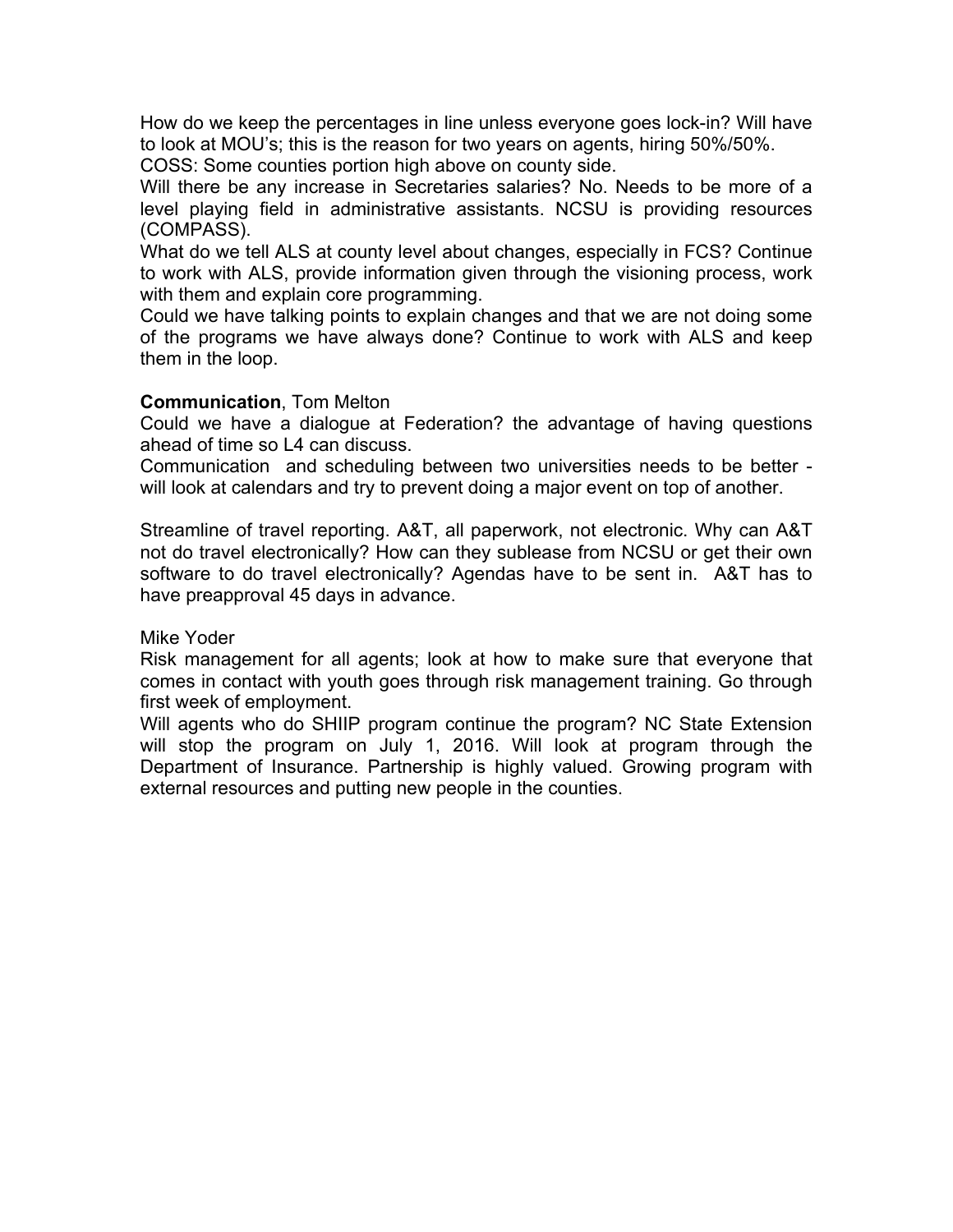How do we keep the percentages in line unless everyone goes lock-in? Will have to look at MOU's; this is the reason for two years on agents, hiring 50%/50%.

COSS: Some counties portion high above on county side.

Will there be any increase in Secretaries salaries? No. Needs to be more of a level playing field in administrative assistants. NCSU is providing resources (COMPASS).

What do we tell ALS at county level about changes, especially in FCS? Continue to work with ALS, provide information given through the visioning process, work with them and explain core programming.

Could we have talking points to explain changes and that we are not doing some of the programs we have always done? Continue to work with ALS and keep them in the loop.

**Communication**, Tom Melton

Could we have a dialogue at Federation? the advantage of having questions ahead of time so L4 can discuss.

Communication and scheduling between two universities needs to be better - will look at calendars and try to prevent doing a major event on top of another.

Streamline of travel reporting. A&T, all paperwork, not electronic. Why can A&T not do travel electronically? How can they sublease from NCSU or get their own software to do travel electronically? Agendas have to be sent in. A&T has to have preapproval 45 days in advance.

Mike Yoder

Risk management for all agents; look at how to make sure that everyone that comes in contact with youth goes through risk management training. Go through first week of employment.

Will agents who do SHIIP program continue the program? NC State Extension will stop the program on July 1, 2016. Will look at program through the Department of Insurance. Partnership is highly valued. Growing program with external resources and putting new people in the counties.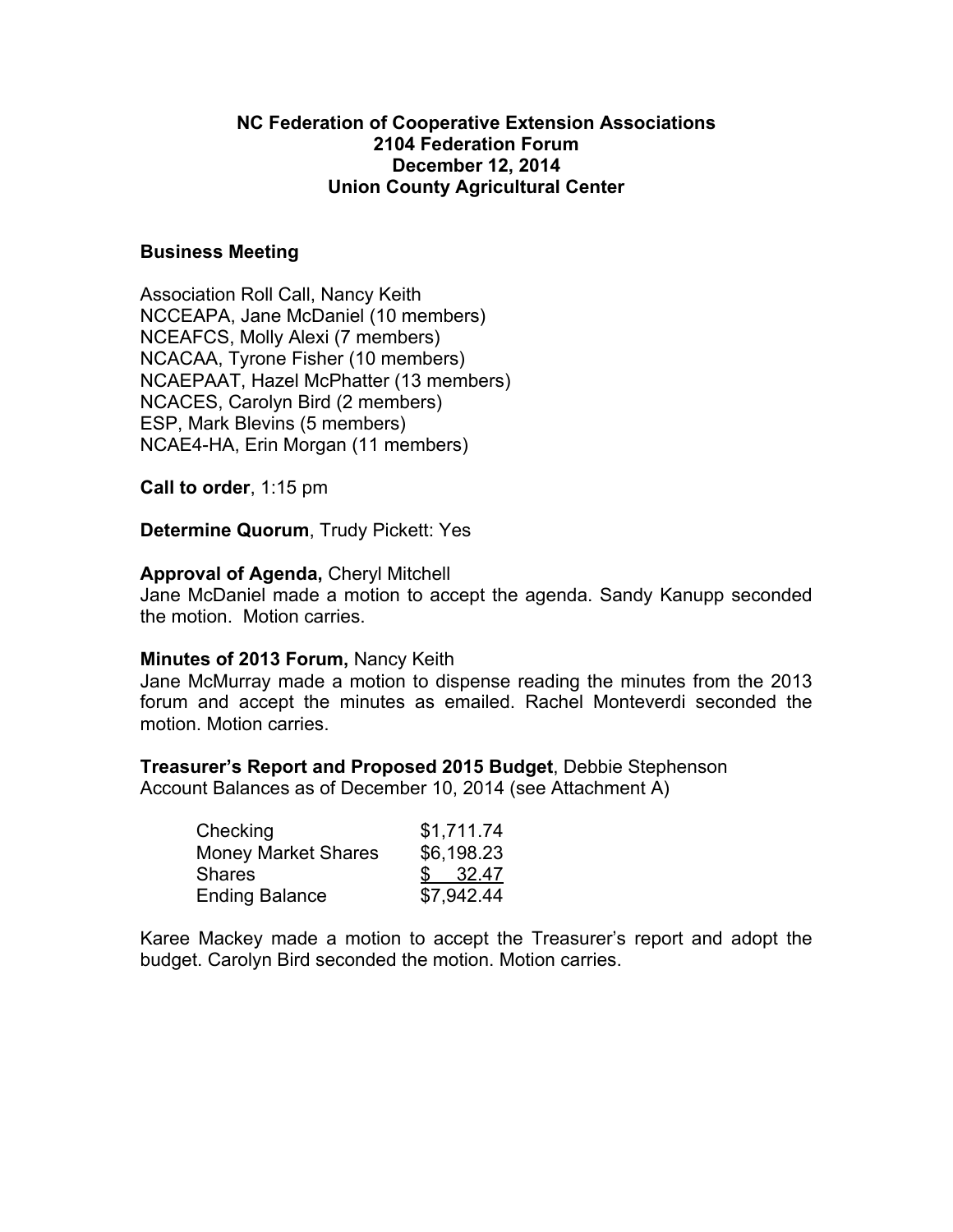**NC Federation of Cooperative Extension Associations**
**2104 Federation Forum**
**December 12, 2014**
**Union County Agricultural Center**

## Business Meeting

Association Roll Call, Nancy Keith
NCCEAPA, Jane McDaniel (10 members)
NCEAFCS, Molly Alexi (7 members)
NCACAA, Tyrone Fisher (10 members)
NCAEPAAT, Hazel McPhatter (13 members)
NCACES, Carolyn Bird (2 members)
ESP, Mark Blevins (5 members)
NCAE4-HA, Erin Morgan (11 members)

**Call to order**, 1:15 pm

**Determine Quorum**, Trudy Pickett: Yes

**Approval of Agenda,** Cheryl Mitchell
Jane McDaniel made a motion to accept the agenda. Sandy Kanupp seconded the motion. Motion carries.

**Minutes of 2013 Forum,** Nancy Keith
Jane McMurray made a motion to dispense reading the minutes from the 2013 forum and accept the minutes as emailed. Rachel Monteverdi seconded the motion. Motion carries.

**Treasurer's Report and Proposed 2015 Budget**, Debbie Stephenson
Account Balances as of December 10, 2014 (see Attachment A)

| | |
|---|---|
| Checking | $1,711.74 |
| Money Market Shares | $6,198.23 |
| Shares | $ 32.47 |
| Ending Balance | $7,942.44 |

Karee Mackey made a motion to accept the Treasurer's report and adopt the budget. Carolyn Bird seconded the motion. Motion carries.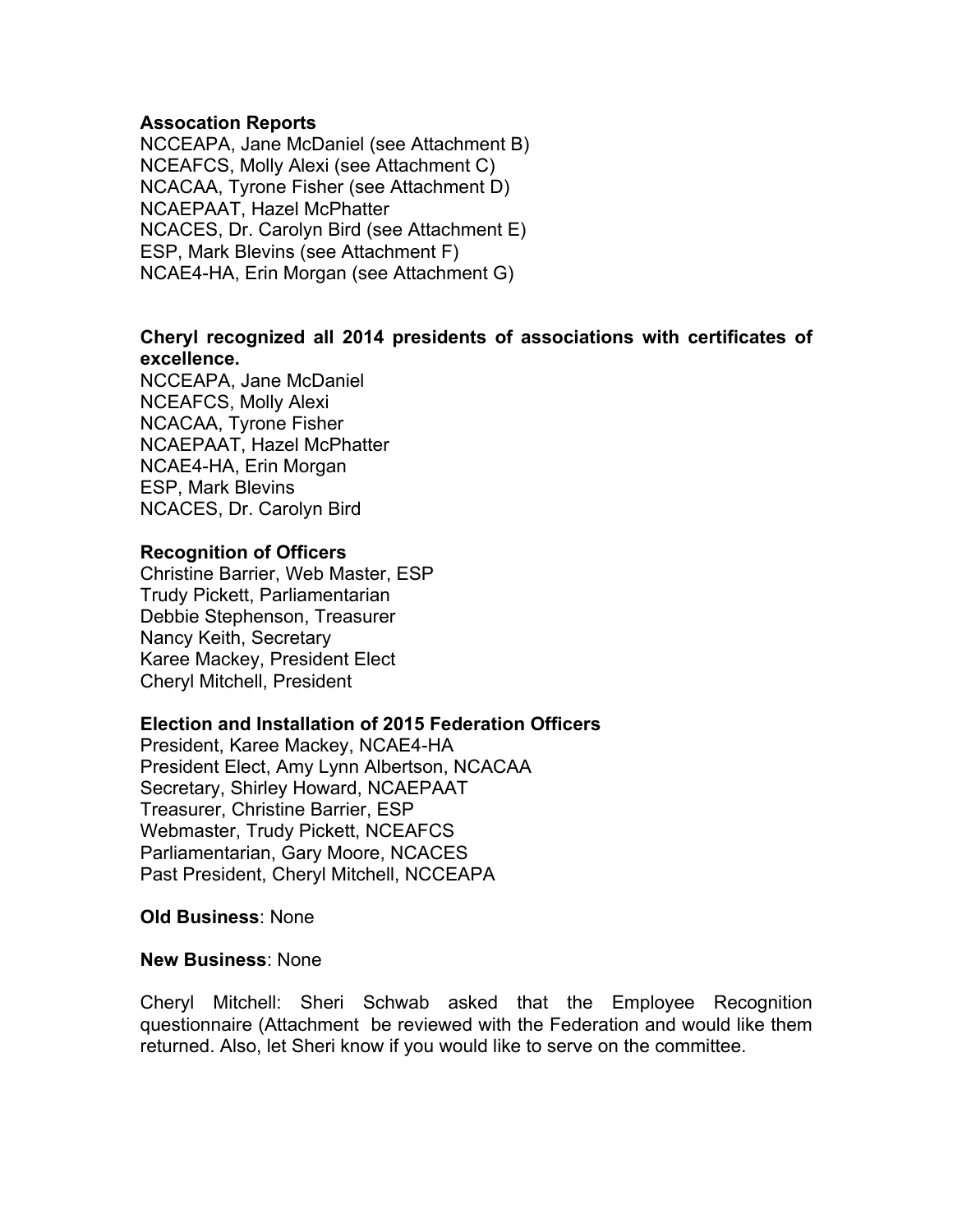**Assocation Reports**
NCCEAPA, Jane McDaniel (see Attachment B)
NCEAFCS, Molly Alexi (see Attachment C)
NCACAA, Tyrone Fisher (see Attachment D)
NCAEPAAT, Hazel McPhatter
NCACES, Dr. Carolyn Bird (see Attachment E)
ESP, Mark Blevins (see Attachment F)
NCAE4-HA, Erin Morgan (see Attachment G)

**Cheryl recognized all 2014 presidents of associations with certificates of excellence.**
NCCEAPA, Jane McDaniel
NCEAFCS, Molly Alexi
NCACAA, Tyrone Fisher
NCAEPAAT, Hazel McPhatter
NCAE4-HA, Erin Morgan
ESP, Mark Blevins
NCACES, Dr. Carolyn Bird

**Recognition of Officers**
Christine Barrier, Web Master, ESP
Trudy Pickett, Parliamentarian
Debbie Stephenson, Treasurer
Nancy Keith, Secretary
Karee Mackey, President Elect
Cheryl Mitchell, President

**Election and Installation of 2015 Federation Officers**
President, Karee Mackey, NCAE4-HA
President Elect, Amy Lynn Albertson, NCACAA
Secretary, Shirley Howard, NCAEPAAT
Treasurer, Christine Barrier, ESP
Webmaster, Trudy Pickett, NCEAFCS
Parliamentarian, Gary Moore, NCACES
Past President, Cheryl Mitchell, NCCEAPA

**Old Business**: None

**New Business**: None

Cheryl Mitchell: Sheri Schwab asked that the Employee Recognition questionnaire (Attachment be reviewed with the Federation and would like them returned. Also, let Sheri know if you would like to serve on the committee.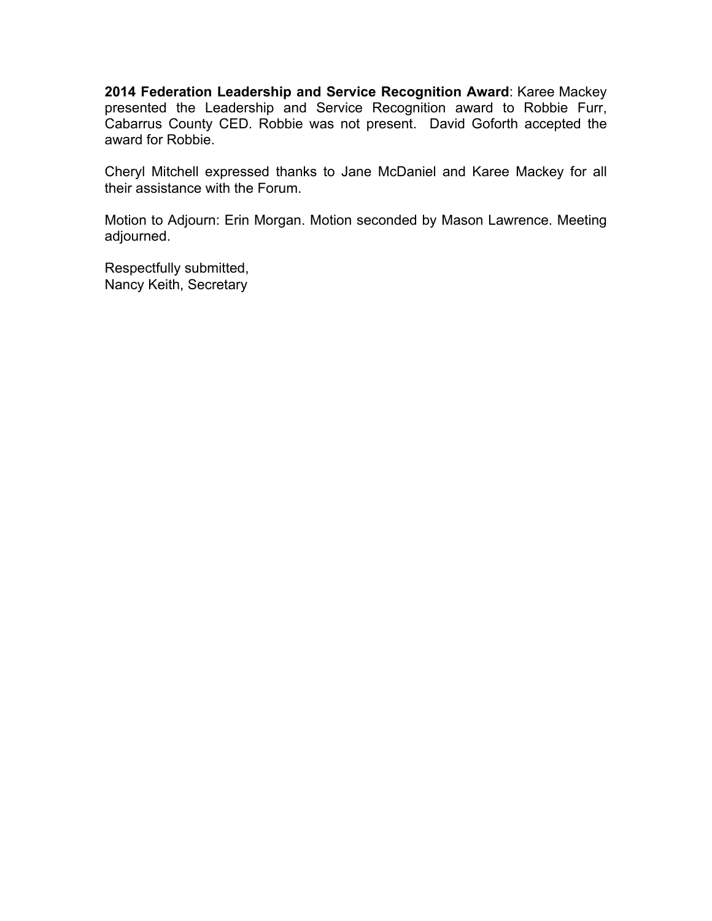**2014 Federation Leadership and Service Recognition Award**: Karee Mackey presented the Leadership and Service Recognition award to Robbie Furr, Cabarrus County CED. Robbie was not present. David Goforth accepted the award for Robbie.

Cheryl Mitchell expressed thanks to Jane McDaniel and Karee Mackey for all their assistance with the Forum.

Motion to Adjourn: Erin Morgan. Motion seconded by Mason Lawrence. Meeting adjourned.

Respectfully submitted,  
Nancy Keith, Secretary